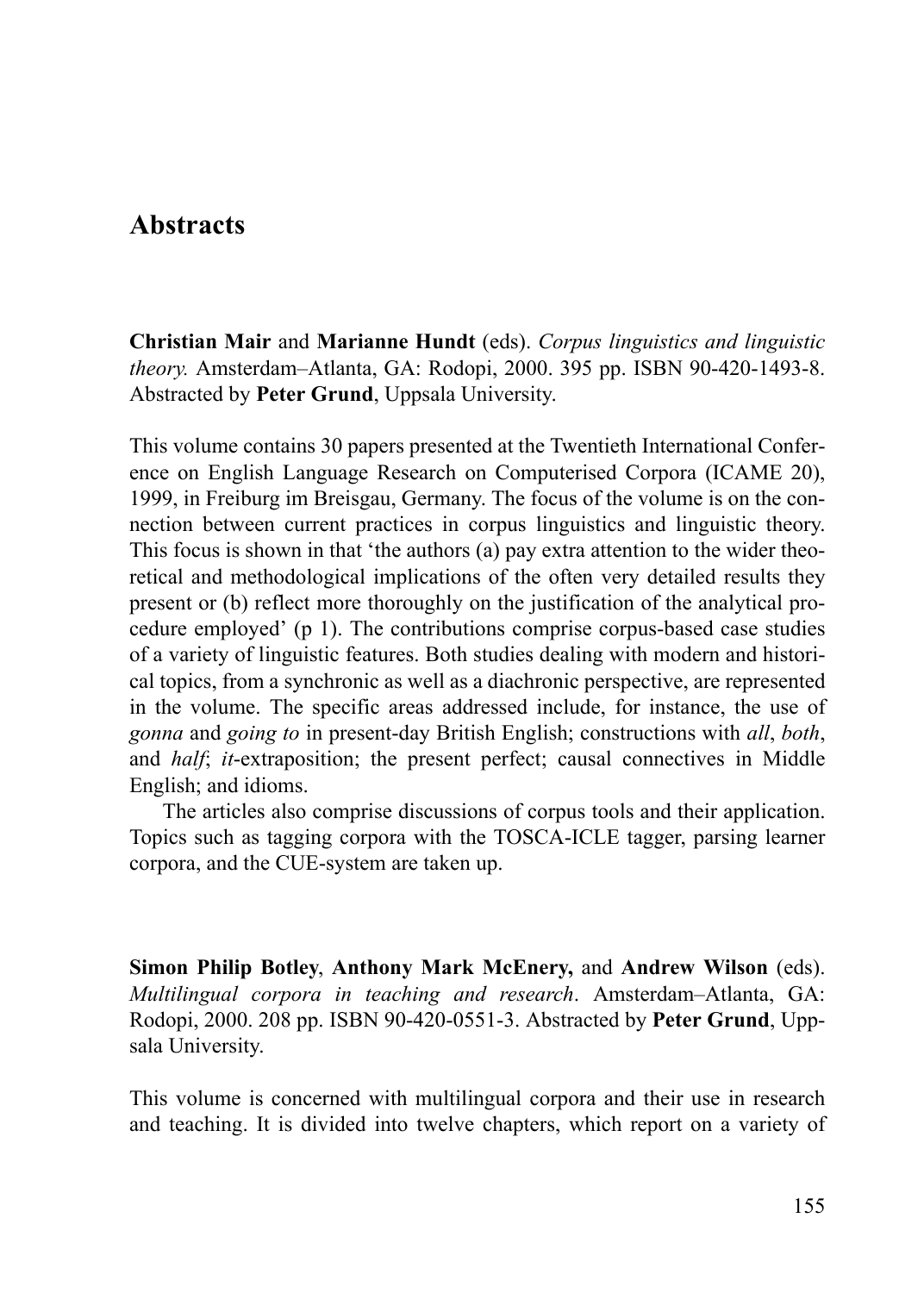# Abstracts

**Christian Mair** and **Marianne Hundt** (eds). *Corpus linguistics and linguistic theory.* Amsterdam–Atlanta, GA: Rodopi, 2000. 395 pp. ISBN 90-420-1493-8. Abstracted by **Peter Grund**, Uppsala University.

This volume contains 30 papers presented at the Twentieth International Conference on English Language Research on Computerised Corpora (ICAME 20), 1999, in Freiburg im Breisgau, Germany. The focus of the volume is on the connection between current practices in corpus linguistics and linguistic theory. This focus is shown in that 'the authors (a) pay extra attention to the wider theoretical and methodological implications of the often very detailed results they present or (b) reflect more thoroughly on the justification of the analytical procedure employed' (p 1). The contributions comprise corpus-based case studies of a variety of linguistic features. Both studies dealing with modern and historical topics, from a synchronic as well as a diachronic perspective, are represented in the volume. The specific areas addressed include, for instance, the use of *gonna* and *going to* in present-day British English; constructions with *all*, *both*, and *half*; *it*-extraposition; the present perfect; causal connectives in Middle English; and idioms.

The articles also comprise discussions of corpus tools and their application. Topics such as tagging corpora with the TOSCA-ICLE tagger, parsing learner corpora, and the CUE-system are taken up.

**Simon Philip Botley**, **Anthony Mark McEnery,** and **Andrew Wilson** (eds). *Multilingual corpora in teaching and research*. Amsterdam–Atlanta, GA: Rodopi, 2000. 208 pp. ISBN 90-420-0551-3. Abstracted by **Peter Grund**, Uppsala University.

This volume is concerned with multilingual corpora and their use in research and teaching. It is divided into twelve chapters, which report on a variety of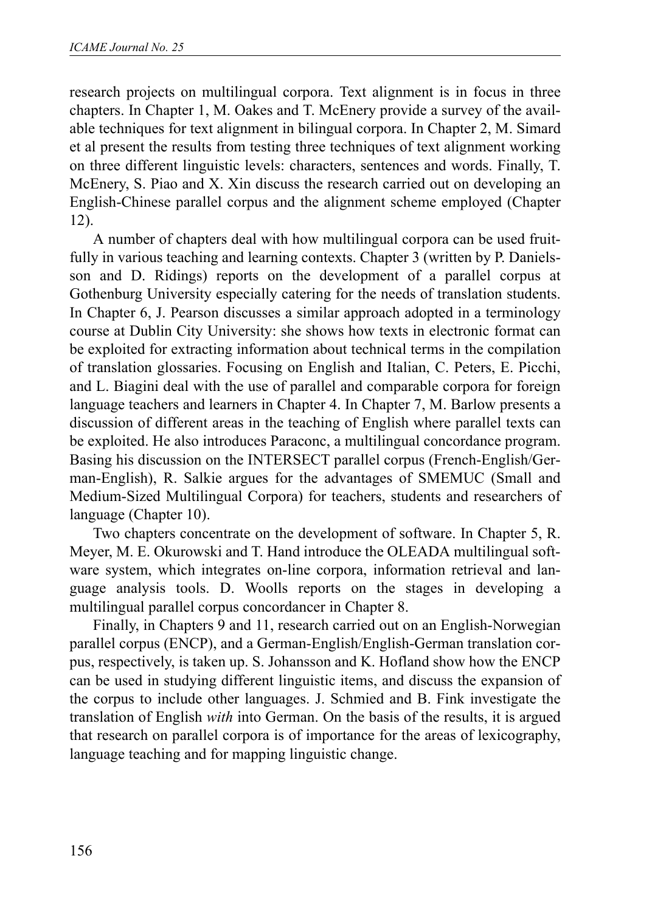research projects on multilingual corpora. Text alignment is in focus in three chapters. In Chapter 1, M. Oakes and T. McEnery provide a survey of the available techniques for text alignment in bilingual corpora. In Chapter 2, M. Simard et al present the results from testing three techniques of text alignment working on three different linguistic levels: characters, sentences and words. Finally, T. McEnery, S. Piao and X. Xin discuss the research carried out on developing an English-Chinese parallel corpus and the alignment scheme employed (Chapter 12).

A number of chapters deal with how multilingual corpora can be used fruitfully in various teaching and learning contexts. Chapter 3 (written by P. Danielsson and D. Ridings) reports on the development of a parallel corpus at Gothenburg University especially catering for the needs of translation students. In Chapter 6, J. Pearson discusses a similar approach adopted in a terminology course at Dublin City University: she shows how texts in electronic format can be exploited for extracting information about technical terms in the compilation of translation glossaries. Focusing on English and Italian, C. Peters, E. Picchi, and L. Biagini deal with the use of parallel and comparable corpora for foreign language teachers and learners in Chapter 4. In Chapter 7, M. Barlow presents a discussion of different areas in the teaching of English where parallel texts can be exploited. He also introduces Paraconc, a multilingual concordance program. Basing his discussion on the INTERSECT parallel corpus (French-English/German-English), R. Salkie argues for the advantages of SMEMUC (Small and Medium-Sized Multilingual Corpora) for teachers, students and researchers of language (Chapter 10).

Two chapters concentrate on the development of software. In Chapter 5, R. Meyer, M. E. Okurowski and T. Hand introduce the OLEADA multilingual software system, which integrates on-line corpora, information retrieval and language analysis tools. D. Woolls reports on the stages in developing a multilingual parallel corpus concordancer in Chapter 8.

Finally, in Chapters 9 and 11, research carried out on an English-Norwegian parallel corpus (ENCP), and a German-English/English-German translation corpus, respectively, is taken up. S. Johansson and K. Hofland show how the ENCP can be used in studying different linguistic items, and discuss the expansion of the corpus to include other languages. J. Schmied and B. Fink investigate the translation of English *with* into German. On the basis of the results, it is argued that research on parallel corpora is of importance for the areas of lexicography, language teaching and for mapping linguistic change.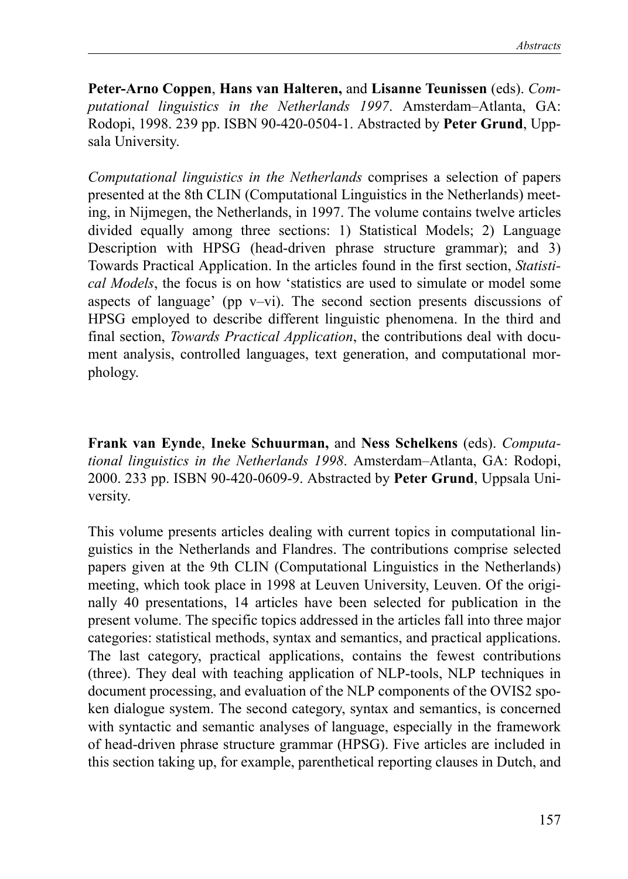**Peter-Arno Coppen**, **Hans van Halteren,** and **Lisanne Teunissen** (eds). *Computational linguistics in the Netherlands 1997*. Amsterdam–Atlanta, GA: Rodopi, 1998. 239 pp. ISBN 90-420-0504-1. Abstracted by **Peter Grund**, Uppsala University.

*Computational linguistics in the Netherlands* comprises a selection of papers presented at the 8th CLIN (Computational Linguistics in the Netherlands) meeting, in Nijmegen, the Netherlands, in 1997. The volume contains twelve articles divided equally among three sections: 1) Statistical Models; 2) Language Description with HPSG (head-driven phrase structure grammar); and 3) Towards Practical Application. In the articles found in the first section, *Statistical Models*, the focus is on how 'statistics are used to simulate or model some aspects of language' (pp v–vi). The second section presents discussions of HPSG employed to describe different linguistic phenomena. In the third and final section, *Towards Practical Application*, the contributions deal with document analysis, controlled languages, text generation, and computational morphology.

**Frank van Eynde**, **Ineke Schuurman,** and **Ness Schelkens** (eds). *Computational linguistics in the Netherlands 1998*. Amsterdam–Atlanta, GA: Rodopi, 2000. 233 pp. ISBN 90-420-0609-9. Abstracted by **Peter Grund**, Uppsala University.

This volume presents articles dealing with current topics in computational linguistics in the Netherlands and Flandres. The contributions comprise selected papers given at the 9th CLIN (Computational Linguistics in the Netherlands) meeting, which took place in 1998 at Leuven University, Leuven. Of the originally 40 presentations, 14 articles have been selected for publication in the present volume. The specific topics addressed in the articles fall into three major categories: statistical methods, syntax and semantics, and practical applications. The last category, practical applications, contains the fewest contributions (three). They deal with teaching application of NLP-tools, NLP techniques in document processing, and evaluation of the NLP components of the OVIS2 spoken dialogue system. The second category, syntax and semantics, is concerned with syntactic and semantic analyses of language, especially in the framework of head-driven phrase structure grammar (HPSG). Five articles are included in this section taking up, for example, parenthetical reporting clauses in Dutch, and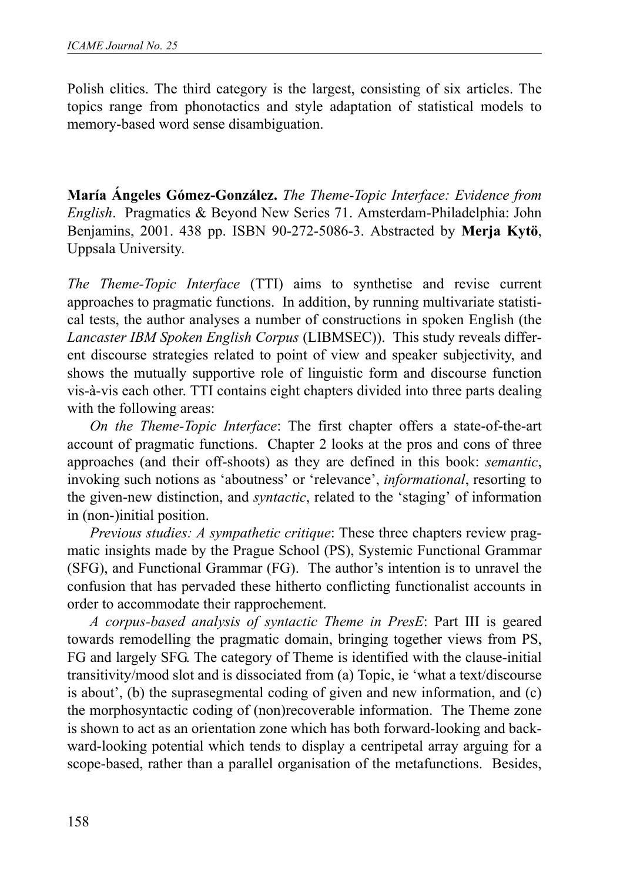Polish clitics. The third category is the largest, consisting of six articles. The topics range from phonotactics and style adaptation of statistical models to memory-based word sense disambiguation.

**María Ángeles Gómez-González.** *The Theme-Topic Interface: Evidence from English*. Pragmatics & Beyond New Series 71. Amsterdam-Philadelphia: John Benjamins, 2001. 438 pp. ISBN 90-272-5086-3. Abstracted by **Merja Kytö**, Uppsala University.

*The Theme-Topic Interface* (TTI) aims to synthetise and revise current approaches to pragmatic functions. In addition, by running multivariate statistical tests, the author analyses a number of constructions in spoken English (the *Lancaster IBM Spoken English Corpus* (LIBMSEC)). This study reveals different discourse strategies related to point of view and speaker subjectivity, and shows the mutually supportive role of linguistic form and discourse function vis-à-vis each other. TTI contains eight chapters divided into three parts dealing with the following areas:

*On the Theme-Topic Interface*: The first chapter offers a state-of-the-art account of pragmatic functions. Chapter 2 looks at the pros and cons of three approaches (and their off-shoots) as they are defined in this book: *semantic*, invoking such notions as 'aboutness' or 'relevance', *informational*, resorting to the given-new distinction, and *syntactic*, related to the 'staging' of information in (non-)initial position.

*Previous studies: A sympathetic critique*: These three chapters review pragmatic insights made by the Prague School (PS), Systemic Functional Grammar (SFG), and Functional Grammar (FG). The author's intention is to unravel the confusion that has pervaded these hitherto conflicting functionalist accounts in order to accommodate their rapprochement.

*A corpus-based analysis of syntactic Theme in PresE*: Part III is geared towards remodelling the pragmatic domain, bringing together views from PS, FG and largely SFG. The category of Theme is identified with the clause-initial transitivity/mood slot and is dissociated from (a) Topic, ie 'what a text/discourse is about', (b) the suprasegmental coding of given and new information, and (c) the morphosyntactic coding of (non)recoverable information. The Theme zone is shown to act as an orientation zone which has both forward-looking and backward-looking potential which tends to display a centripetal array arguing for a scope-based, rather than a parallel organisation of the metafunctions. Besides,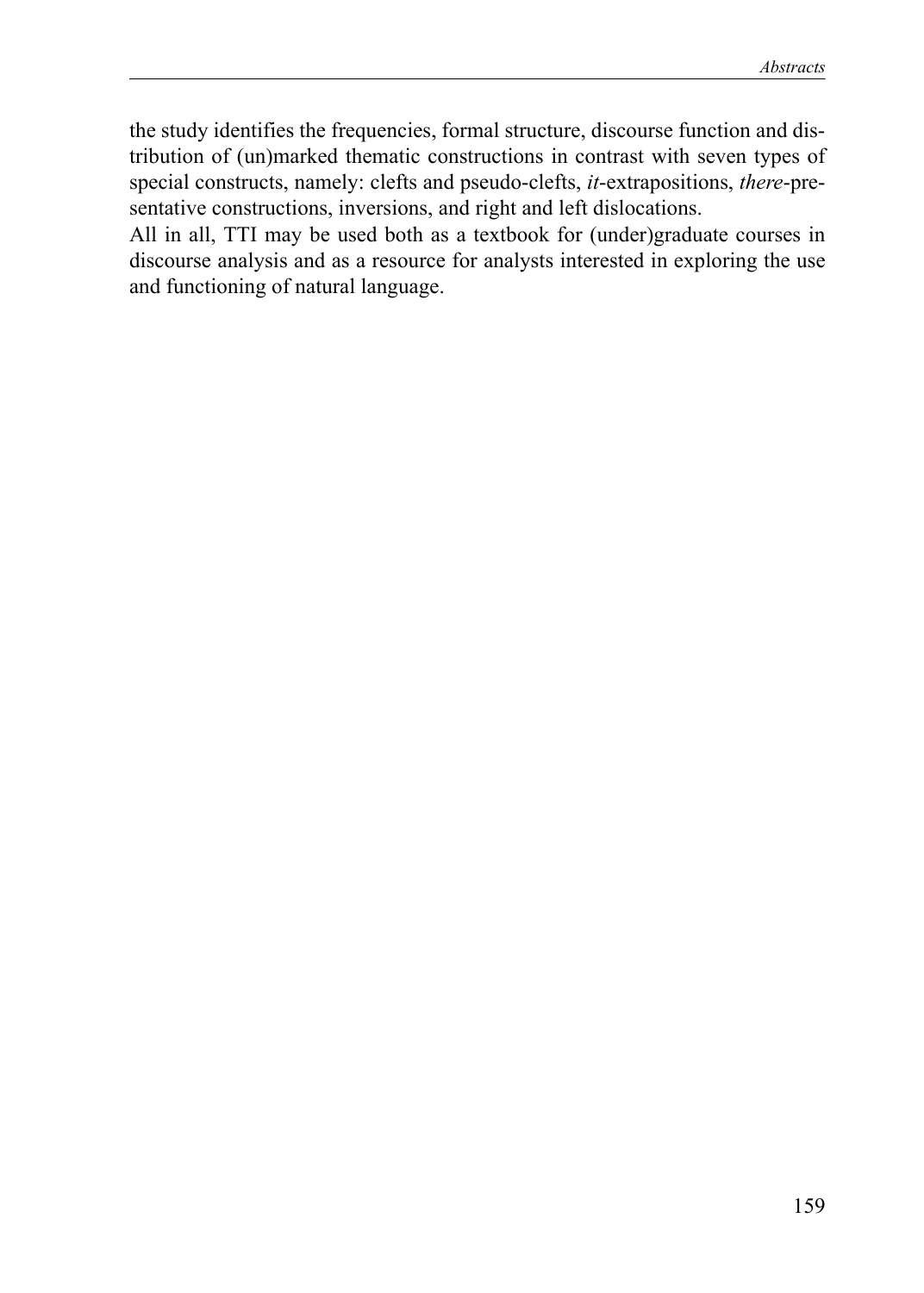the study identifies the frequencies, formal structure, discourse function and distribution of (un)marked thematic constructions in contrast with seven types of special constructs, namely: clefts and pseudo-clefts, *it*-extrapositions, *there*-presentative constructions, inversions, and right and left dislocations.

All in all, TTI may be used both as a textbook for (under)graduate courses in discourse analysis and as a resource for analysts interested in exploring the use and functioning of natural language.